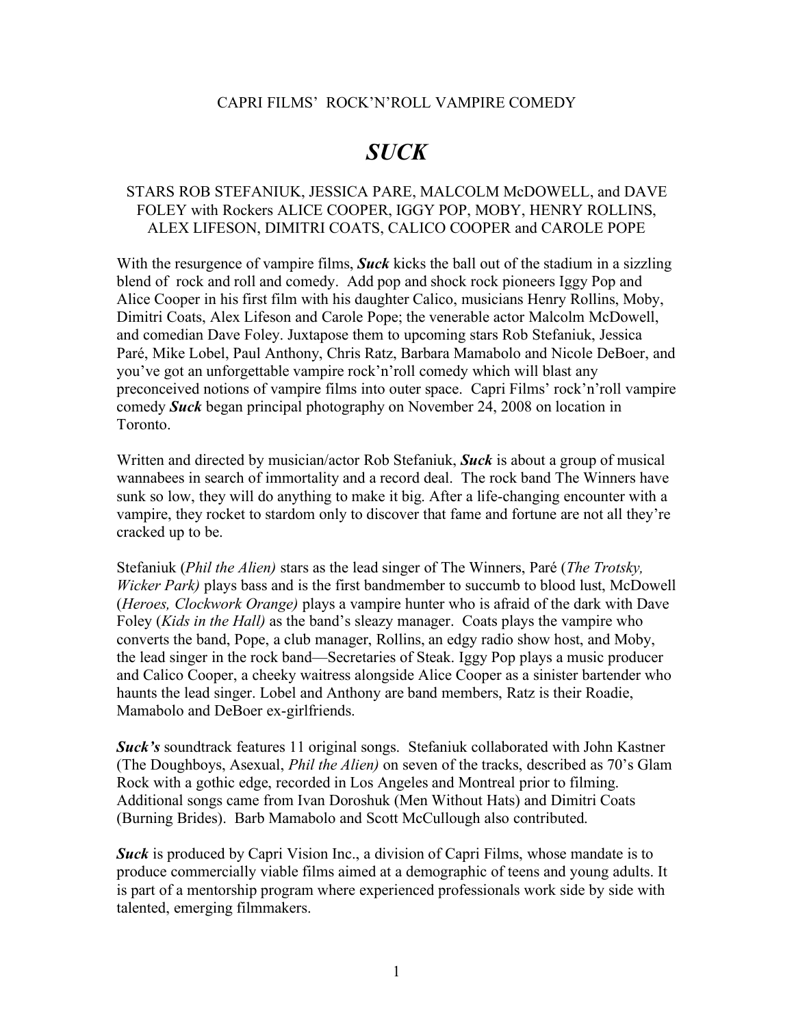CAPRI FILMS' ROCK'N'ROLL VAMPIRE COMEDY

# ***SUCK***

STARS ROB STEFANIUK, JESSICA PARE, MALCOLM McDOWELL, and DAVE FOLEY with Rockers ALICE COOPER, IGGY POP, MOBY, HENRY ROLLINS, ALEX LIFESON, DIMITRI COATS, CALICO COOPER and CAROLE POPE

With the resurgence of vampire films, ***Suck*** kicks the ball out of the stadium in a sizzling blend of rock and roll and comedy. Add pop and shock rock pioneers Iggy Pop and Alice Cooper in his first film with his daughter Calico, musicians Henry Rollins, Moby, Dimitri Coats, Alex Lifeson and Carole Pope; the venerable actor Malcolm McDowell, and comedian Dave Foley. Juxtapose them to upcoming stars Rob Stefaniuk, Jessica Paré, Mike Lobel, Paul Anthony, Chris Ratz, Barbara Mamabolo and Nicole DeBoer, and you've got an unforgettable vampire rock'n'roll comedy which will blast any preconceived notions of vampire films into outer space. Capri Films' rock'n'roll vampire comedy ***Suck*** began principal photography on November 24, 2008 on location in Toronto.

Written and directed by musician/actor Rob Stefaniuk, ***Suck*** is about a group of musical wannabees in search of immortality and a record deal. The rock band The Winners have sunk so low, they will do anything to make it big. After a life-changing encounter with a vampire, they rocket to stardom only to discover that fame and fortune are not all they're cracked up to be.

Stefaniuk (*Phil the Alien)* stars as the lead singer of The Winners, Paré (*The Trotsky, Wicker Park)* plays bass and is the first bandmember to succumb to blood lust, McDowell (*Heroes, Clockwork Orange)* plays a vampire hunter who is afraid of the dark with Dave Foley (*Kids in the Hall)* as the band's sleazy manager. Coats plays the vampire who converts the band, Pope, a club manager, Rollins, an edgy radio show host, and Moby, the lead singer in the rock band—Secretaries of Steak. Iggy Pop plays a music producer and Calico Cooper, a cheeky waitress alongside Alice Cooper as a sinister bartender who haunts the lead singer. Lobel and Anthony are band members, Ratz is their Roadie, Mamabolo and DeBoer ex-girlfriends.

***Suck's*** soundtrack features 11 original songs. Stefaniuk collaborated with John Kastner (The Doughboys, Asexual, *Phil the Alien)* on seven of the tracks, described as 70's Glam Rock with a gothic edge, recorded in Los Angeles and Montreal prior to filming. Additional songs came from Ivan Doroshuk (Men Without Hats) and Dimitri Coats (Burning Brides). Barb Mamabolo and Scott McCullough also contributed.

***Suck*** is produced by Capri Vision Inc., a division of Capri Films, whose mandate is to produce commercially viable films aimed at a demographic of teens and young adults. It is part of a mentorship program where experienced professionals work side by side with talented, emerging filmmakers.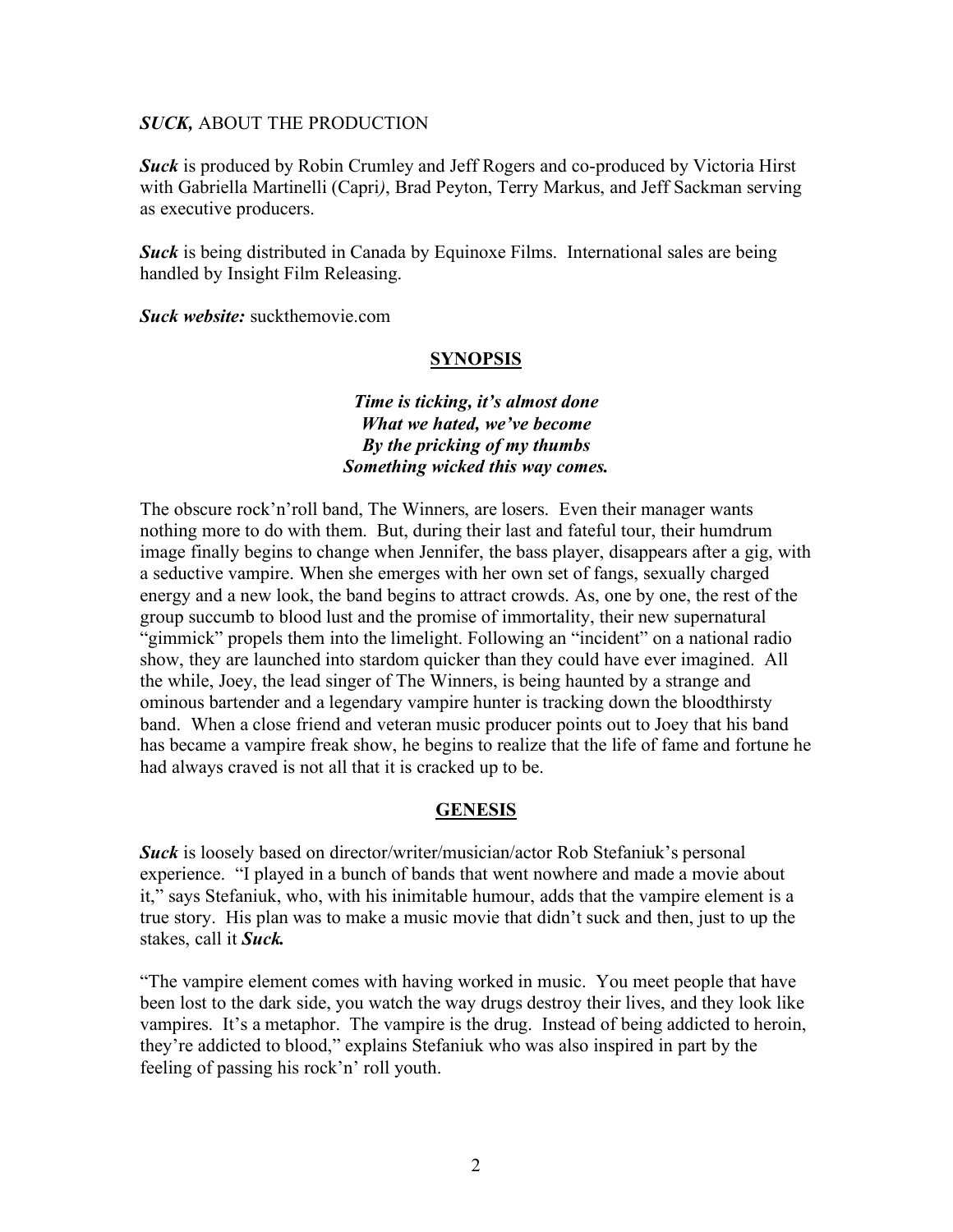***SUCK,*** ABOUT THE PRODUCTION

***Suck*** is produced by Robin Crumley and Jeff Rogers and co-produced by Victoria Hirst with Gabriella Martinelli (Capri*)*, Brad Peyton, Terry Markus, and Jeff Sackman serving as executive producers.

***Suck*** is being distributed in Canada by Equinoxe Films. International sales are being handled by Insight Film Releasing.

***Suck website:*** suckthemovie.com

## SYNOPSIS

***Time is ticking, it's almost done***
***What we hated, we've become***
***By the pricking of my thumbs***
***Something wicked this way comes.***

The obscure rock'n'roll band, The Winners, are losers. Even their manager wants nothing more to do with them. But, during their last and fateful tour, their humdrum image finally begins to change when Jennifer, the bass player, disappears after a gig, with a seductive vampire. When she emerges with her own set of fangs, sexually charged energy and a new look, the band begins to attract crowds. As, one by one, the rest of the group succumb to blood lust and the promise of immortality, their new supernatural "gimmick" propels them into the limelight. Following an "incident" on a national radio show, they are launched into stardom quicker than they could have ever imagined. All the while, Joey, the lead singer of The Winners, is being haunted by a strange and ominous bartender and a legendary vampire hunter is tracking down the bloodthirsty band. When a close friend and veteran music producer points out to Joey that his band has became a vampire freak show, he begins to realize that the life of fame and fortune he had always craved is not all that it is cracked up to be.

## GENESIS

***Suck*** is loosely based on director/writer/musician/actor Rob Stefaniuk's personal experience. "I played in a bunch of bands that went nowhere and made a movie about it," says Stefaniuk, who, with his inimitable humour, adds that the vampire element is a true story. His plan was to make a music movie that didn't suck and then, just to up the stakes, call it ***Suck.***

"The vampire element comes with having worked in music. You meet people that have been lost to the dark side, you watch the way drugs destroy their lives, and they look like vampires. It's a metaphor. The vampire is the drug. Instead of being addicted to heroin, they're addicted to blood," explains Stefaniuk who was also inspired in part by the feeling of passing his rock'n' roll youth.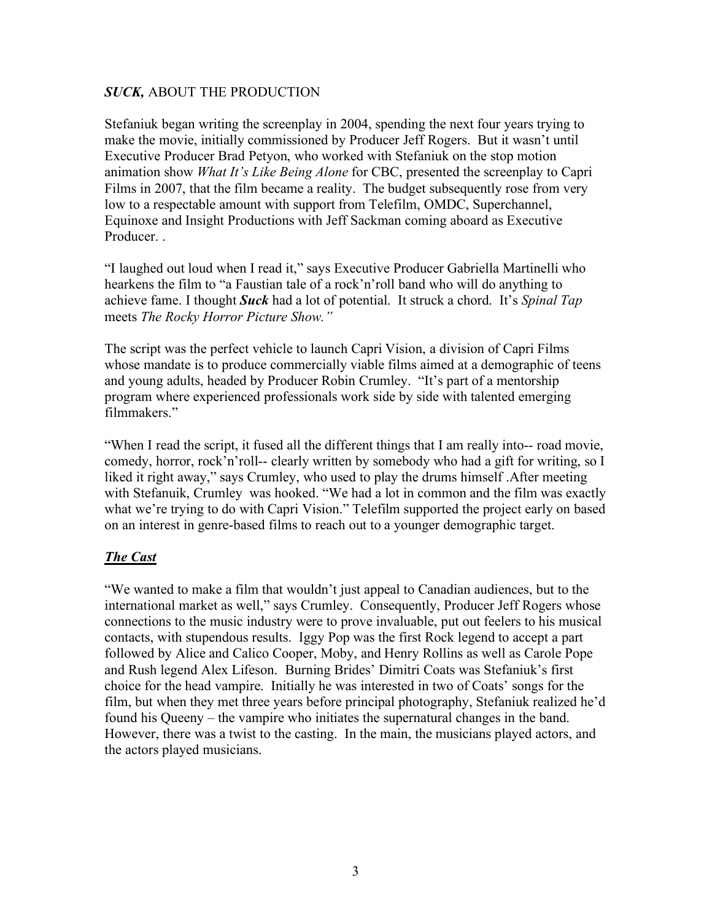## ***SUCK,*** ABOUT THE PRODUCTION

Stefaniuk began writing the screenplay in 2004, spending the next four years trying to make the movie, initially commissioned by Producer Jeff Rogers. But it wasn't until Executive Producer Brad Petyon, who worked with Stefaniuk on the stop motion animation show *What It's Like Being Alone* for CBC, presented the screenplay to Capri Films in 2007, that the film became a reality. The budget subsequently rose from very low to a respectable amount with support from Telefilm, OMDC, Superchannel, Equinoxe and Insight Productions with Jeff Sackman coming aboard as Executive Producer. .

"I laughed out loud when I read it," says Executive Producer Gabriella Martinelli who hearkens the film to "a Faustian tale of a rock'n'roll band who will do anything to achieve fame. I thought ***Suck*** had a lot of potential. It struck a chord. It's *Spinal Tap* meets *The Rocky Horror Picture Show."*

The script was the perfect vehicle to launch Capri Vision, a division of Capri Films whose mandate is to produce commercially viable films aimed at a demographic of teens and young adults, headed by Producer Robin Crumley. "It's part of a mentorship program where experienced professionals work side by side with talented emerging filmmakers."

"When I read the script, it fused all the different things that I am really into-- road movie, comedy, horror, rock'n'roll-- clearly written by somebody who had a gift for writing, so I liked it right away," says Crumley, who used to play the drums himself .After meeting with Stefanuik, Crumley was hooked. "We had a lot in common and the film was exactly what we're trying to do with Capri Vision." Telefilm supported the project early on based on an interest in genre-based films to reach out to a younger demographic target.

### ***The Cast***

"We wanted to make a film that wouldn't just appeal to Canadian audiences, but to the international market as well," says Crumley. Consequently, Producer Jeff Rogers whose connections to the music industry were to prove invaluable, put out feelers to his musical contacts, with stupendous results. Iggy Pop was the first Rock legend to accept a part followed by Alice and Calico Cooper, Moby, and Henry Rollins as well as Carole Pope and Rush legend Alex Lifeson. Burning Brides' Dimitri Coats was Stefaniuk's first choice for the head vampire. Initially he was interested in two of Coats' songs for the film, but when they met three years before principal photography, Stefaniuk realized he'd found his Queeny – the vampire who initiates the supernatural changes in the band. However, there was a twist to the casting. In the main, the musicians played actors, and the actors played musicians.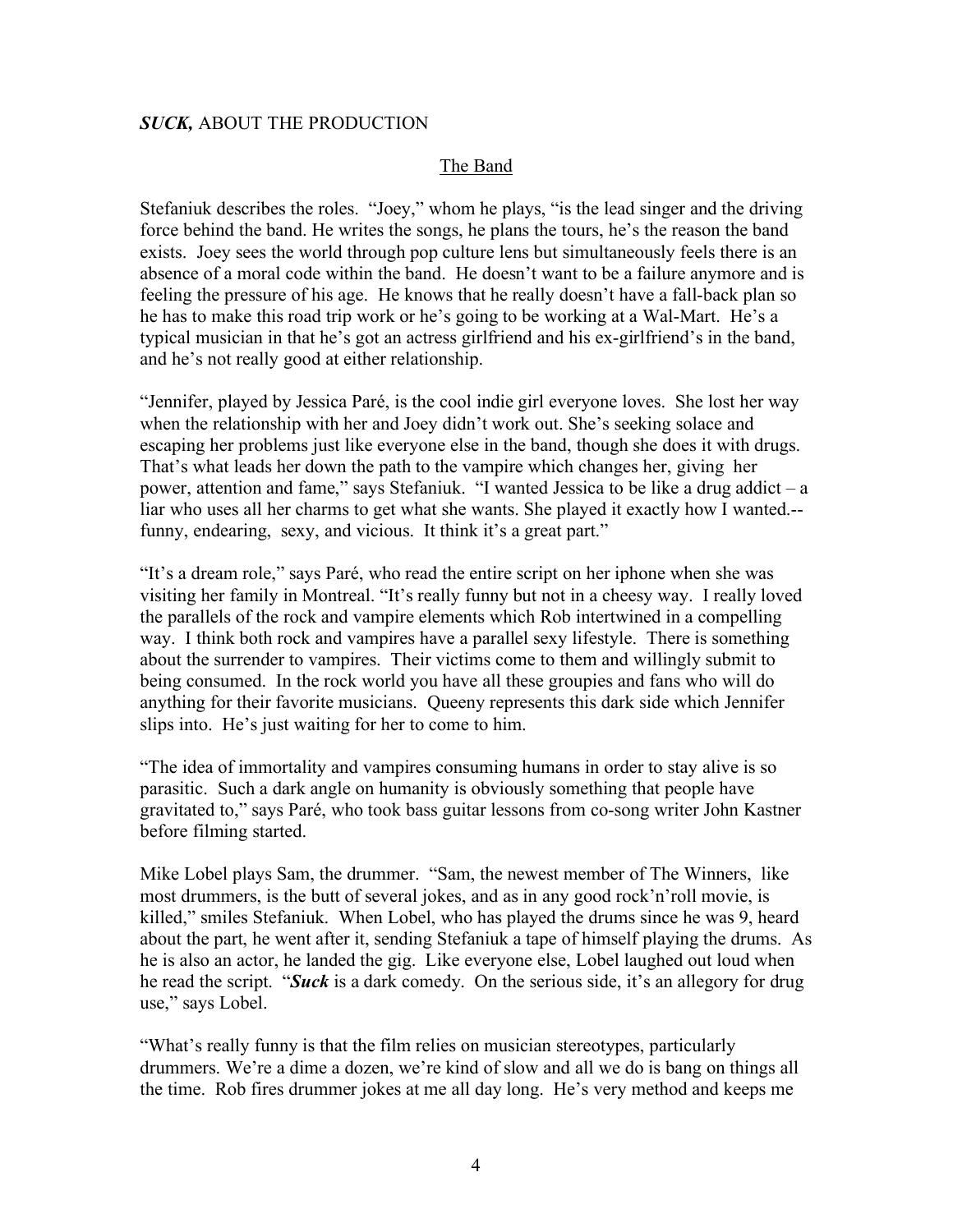***SUCK,*** ABOUT THE PRODUCTION

## The Band

Stefaniuk describes the roles. "Joey," whom he plays, "is the lead singer and the driving force behind the band. He writes the songs, he plans the tours, he's the reason the band exists. Joey sees the world through pop culture lens but simultaneously feels there is an absence of a moral code within the band. He doesn't want to be a failure anymore and is feeling the pressure of his age. He knows that he really doesn't have a fall-back plan so he has to make this road trip work or he's going to be working at a Wal-Mart. He's a typical musician in that he's got an actress girlfriend and his ex-girlfriend's in the band, and he's not really good at either relationship.

"Jennifer, played by Jessica Paré, is the cool indie girl everyone loves. She lost her way when the relationship with her and Joey didn't work out. She's seeking solace and escaping her problems just like everyone else in the band, though she does it with drugs. That's what leads her down the path to the vampire which changes her, giving her power, attention and fame," says Stefaniuk. "I wanted Jessica to be like a drug addict – a liar who uses all her charms to get what she wants. She played it exactly how I wanted.-- funny, endearing, sexy, and vicious. It think it's a great part."

"It's a dream role," says Paré, who read the entire script on her iphone when she was visiting her family in Montreal. "It's really funny but not in a cheesy way. I really loved the parallels of the rock and vampire elements which Rob intertwined in a compelling way. I think both rock and vampires have a parallel sexy lifestyle. There is something about the surrender to vampires. Their victims come to them and willingly submit to being consumed. In the rock world you have all these groupies and fans who will do anything for their favorite musicians. Queeny represents this dark side which Jennifer slips into. He's just waiting for her to come to him.

"The idea of immortality and vampires consuming humans in order to stay alive is so parasitic. Such a dark angle on humanity is obviously something that people have gravitated to," says Paré, who took bass guitar lessons from co-song writer John Kastner before filming started.

Mike Lobel plays Sam, the drummer. "Sam, the newest member of The Winners, like most drummers, is the butt of several jokes, and as in any good rock'n'roll movie, is killed," smiles Stefaniuk. When Lobel, who has played the drums since he was 9, heard about the part, he went after it, sending Stefaniuk a tape of himself playing the drums. As he is also an actor, he landed the gig. Like everyone else, Lobel laughed out loud when he read the script. "***Suck*** is a dark comedy. On the serious side, it's an allegory for drug use," says Lobel.

"What's really funny is that the film relies on musician stereotypes, particularly drummers. We're a dime a dozen, we're kind of slow and all we do is bang on things all the time. Rob fires drummer jokes at me all day long. He's very method and keeps me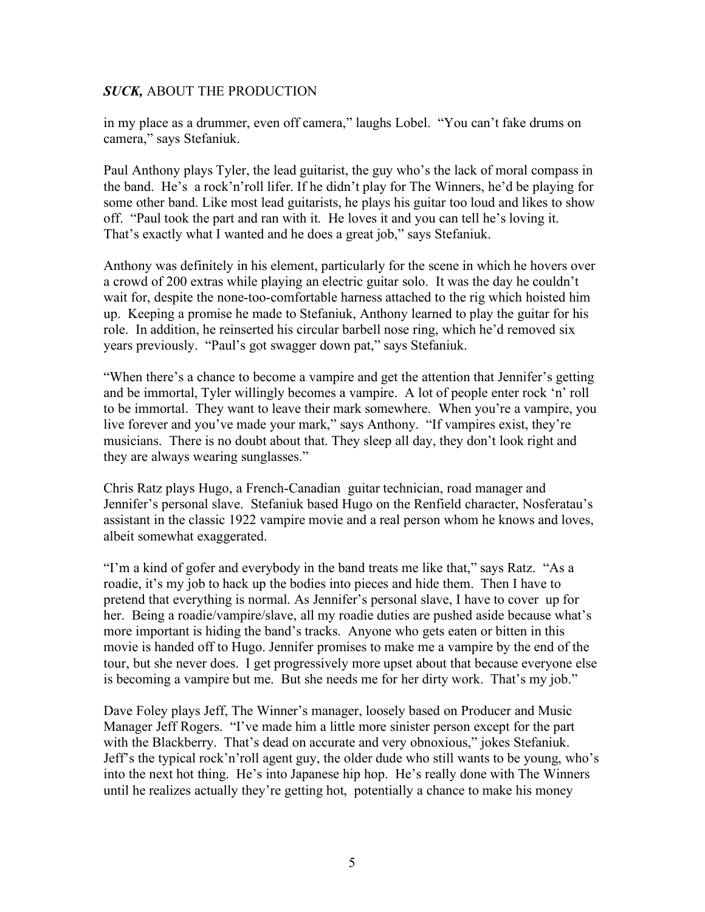in my place as a drummer, even off camera," laughs Lobel. "You can't fake drums on camera," says Stefaniuk.

Paul Anthony plays Tyler, the lead guitarist, the guy who's the lack of moral compass in the band. He's a rock'n'roll lifer. If he didn't play for The Winners, he'd be playing for some other band. Like most lead guitarists, he plays his guitar too loud and likes to show off. "Paul took the part and ran with it. He loves it and you can tell he's loving it. That's exactly what I wanted and he does a great job," says Stefaniuk.

Anthony was definitely in his element, particularly for the scene in which he hovers over a crowd of 200 extras while playing an electric guitar solo. It was the day he couldn't wait for, despite the none-too-comfortable harness attached to the rig which hoisted him up. Keeping a promise he made to Stefaniuk, Anthony learned to play the guitar for his role. In addition, he reinserted his circular barbell nose ring, which he'd removed six years previously. "Paul's got swagger down pat," says Stefaniuk.

"When there's a chance to become a vampire and get the attention that Jennifer's getting and be immortal, Tyler willingly becomes a vampire. A lot of people enter rock 'n' roll to be immortal. They want to leave their mark somewhere. When you're a vampire, you live forever and you've made your mark," says Anthony. "If vampires exist, they're musicians. There is no doubt about that. They sleep all day, they don't look right and they are always wearing sunglasses."

Chris Ratz plays Hugo, a French-Canadian guitar technician, road manager and Jennifer's personal slave. Stefaniuk based Hugo on the Renfield character, Nosferatau's assistant in the classic 1922 vampire movie and a real person whom he knows and loves, albeit somewhat exaggerated.

"I'm a kind of gofer and everybody in the band treats me like that," says Ratz. "As a roadie, it's my job to hack up the bodies into pieces and hide them. Then I have to pretend that everything is normal. As Jennifer's personal slave, I have to cover up for her. Being a roadie/vampire/slave, all my roadie duties are pushed aside because what's more important is hiding the band's tracks. Anyone who gets eaten or bitten in this movie is handed off to Hugo. Jennifer promises to make me a vampire by the end of the tour, but she never does. I get progressively more upset about that because everyone else is becoming a vampire but me. But she needs me for her dirty work. That's my job."

Dave Foley plays Jeff, The Winner's manager, loosely based on Producer and Music Manager Jeff Rogers. "I've made him a little more sinister person except for the part with the Blackberry. That's dead on accurate and very obnoxious," jokes Stefaniuk. Jeff's the typical rock'n'roll agent guy, the older dude who still wants to be young, who's into the next hot thing. He's into Japanese hip hop. He's really done with The Winners until he realizes actually they're getting hot, potentially a chance to make his money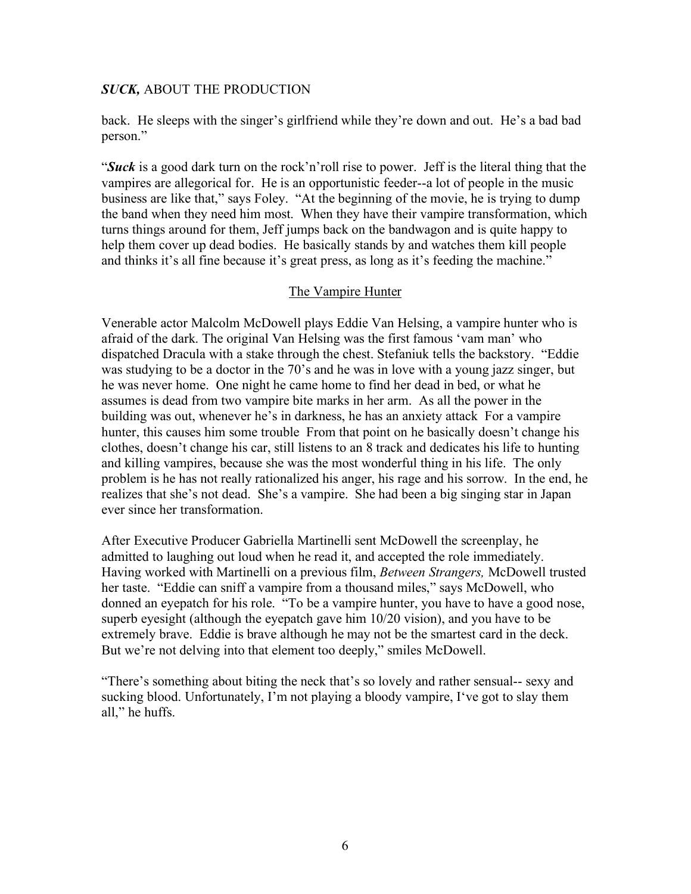back. He sleeps with the singer's girlfriend while they're down and out. He's a bad bad person."

"***Suck*** is a good dark turn on the rock'n'roll rise to power. Jeff is the literal thing that the vampires are allegorical for. He is an opportunistic feeder--a lot of people in the music business are like that," says Foley. "At the beginning of the movie, he is trying to dump the band when they need him most. When they have their vampire transformation, which turns things around for them, Jeff jumps back on the bandwagon and is quite happy to help them cover up dead bodies. He basically stands by and watches them kill people and thinks it's all fine because it's great press, as long as it's feeding the machine."

## The Vampire Hunter

Venerable actor Malcolm McDowell plays Eddie Van Helsing, a vampire hunter who is afraid of the dark. The original Van Helsing was the first famous 'vam man' who dispatched Dracula with a stake through the chest. Stefaniuk tells the backstory. "Eddie was studying to be a doctor in the 70's and he was in love with a young jazz singer, but he was never home. One night he came home to find her dead in bed, or what he assumes is dead from two vampire bite marks in her arm. As all the power in the building was out, whenever he's in darkness, he has an anxiety attack For a vampire hunter, this causes him some trouble From that point on he basically doesn't change his clothes, doesn't change his car, still listens to an 8 track and dedicates his life to hunting and killing vampires, because she was the most wonderful thing in his life. The only problem is he has not really rationalized his anger, his rage and his sorrow. In the end, he realizes that she's not dead. She's a vampire. She had been a big singing star in Japan ever since her transformation.

After Executive Producer Gabriella Martinelli sent McDowell the screenplay, he admitted to laughing out loud when he read it, and accepted the role immediately. Having worked with Martinelli on a previous film, *Between Strangers,* McDowell trusted her taste. "Eddie can sniff a vampire from a thousand miles," says McDowell, who donned an eyepatch for his role. "To be a vampire hunter, you have to have a good nose, superb eyesight (although the eyepatch gave him 10/20 vision), and you have to be extremely brave. Eddie is brave although he may not be the smartest card in the deck. But we're not delving into that element too deeply," smiles McDowell.

"There's something about biting the neck that's so lovely and rather sensual-- sexy and sucking blood. Unfortunately, I'm not playing a bloody vampire, I've got to slay them all," he huffs.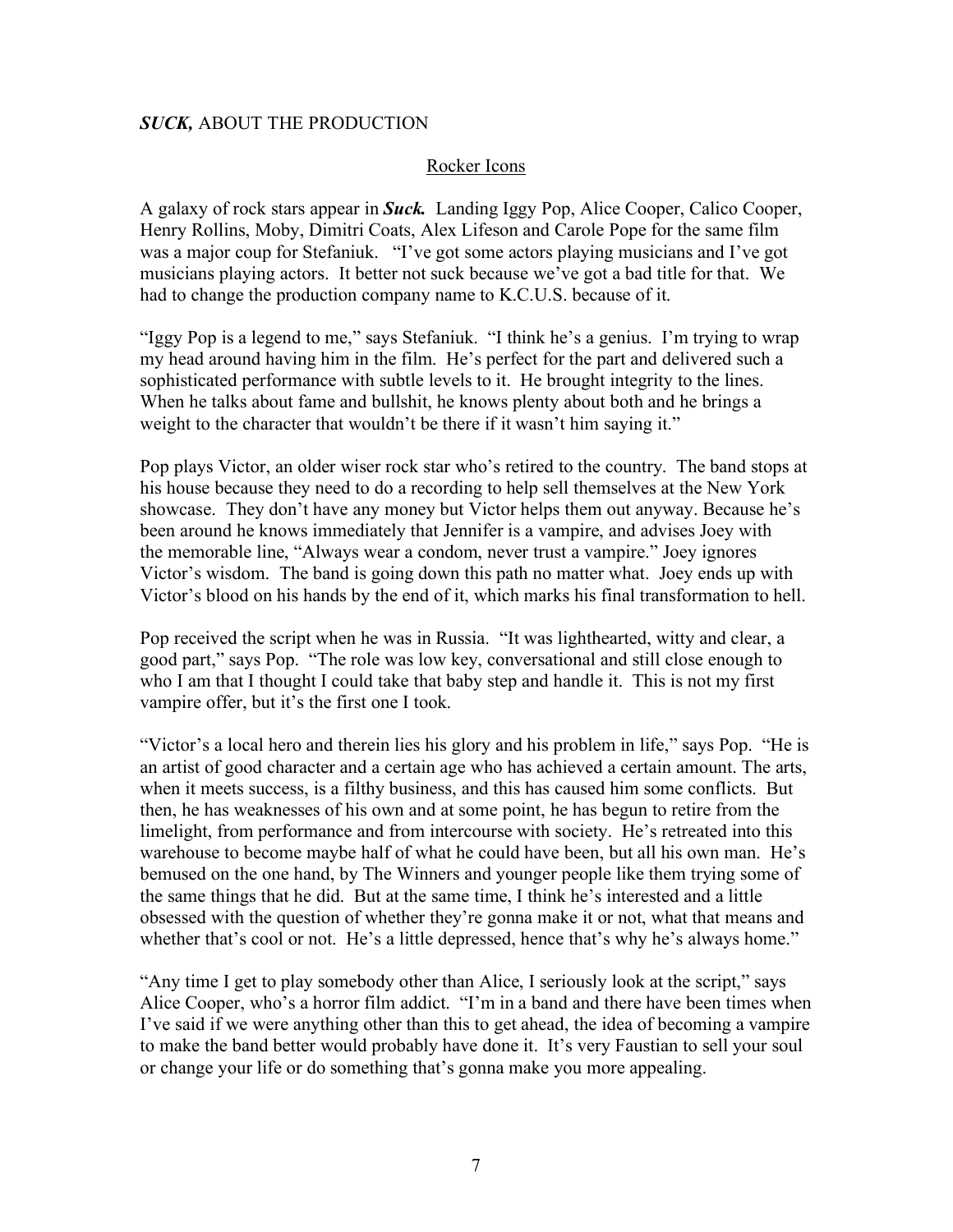***SUCK,*** ABOUT THE PRODUCTION

## Rocker Icons

A galaxy of rock stars appear in ***Suck.*** Landing Iggy Pop, Alice Cooper, Calico Cooper, Henry Rollins, Moby, Dimitri Coats, Alex Lifeson and Carole Pope for the same film was a major coup for Stefaniuk. "I've got some actors playing musicians and I've got musicians playing actors. It better not suck because we've got a bad title for that. We had to change the production company name to K.C.U.S. because of it.

"Iggy Pop is a legend to me," says Stefaniuk. "I think he's a genius. I'm trying to wrap my head around having him in the film. He's perfect for the part and delivered such a sophisticated performance with subtle levels to it. He brought integrity to the lines. When he talks about fame and bullshit, he knows plenty about both and he brings a weight to the character that wouldn't be there if it wasn't him saying it."

Pop plays Victor, an older wiser rock star who's retired to the country. The band stops at his house because they need to do a recording to help sell themselves at the New York showcase. They don't have any money but Victor helps them out anyway. Because he's been around he knows immediately that Jennifer is a vampire, and advises Joey with the memorable line, "Always wear a condom, never trust a vampire." Joey ignores Victor's wisdom. The band is going down this path no matter what. Joey ends up with Victor's blood on his hands by the end of it, which marks his final transformation to hell.

Pop received the script when he was in Russia. "It was lighthearted, witty and clear, a good part," says Pop. "The role was low key, conversational and still close enough to who I am that I thought I could take that baby step and handle it. This is not my first vampire offer, but it's the first one I took.

"Victor's a local hero and therein lies his glory and his problem in life," says Pop. "He is an artist of good character and a certain age who has achieved a certain amount. The arts, when it meets success, is a filthy business, and this has caused him some conflicts. But then, he has weaknesses of his own and at some point, he has begun to retire from the limelight, from performance and from intercourse with society. He's retreated into this warehouse to become maybe half of what he could have been, but all his own man. He's bemused on the one hand, by The Winners and younger people like them trying some of the same things that he did. But at the same time, I think he's interested and a little obsessed with the question of whether they're gonna make it or not, what that means and whether that's cool or not. He's a little depressed, hence that's why he's always home."

"Any time I get to play somebody other than Alice, I seriously look at the script," says Alice Cooper, who's a horror film addict. "I'm in a band and there have been times when I've said if we were anything other than this to get ahead, the idea of becoming a vampire to make the band better would probably have done it. It's very Faustian to sell your soul or change your life or do something that's gonna make you more appealing.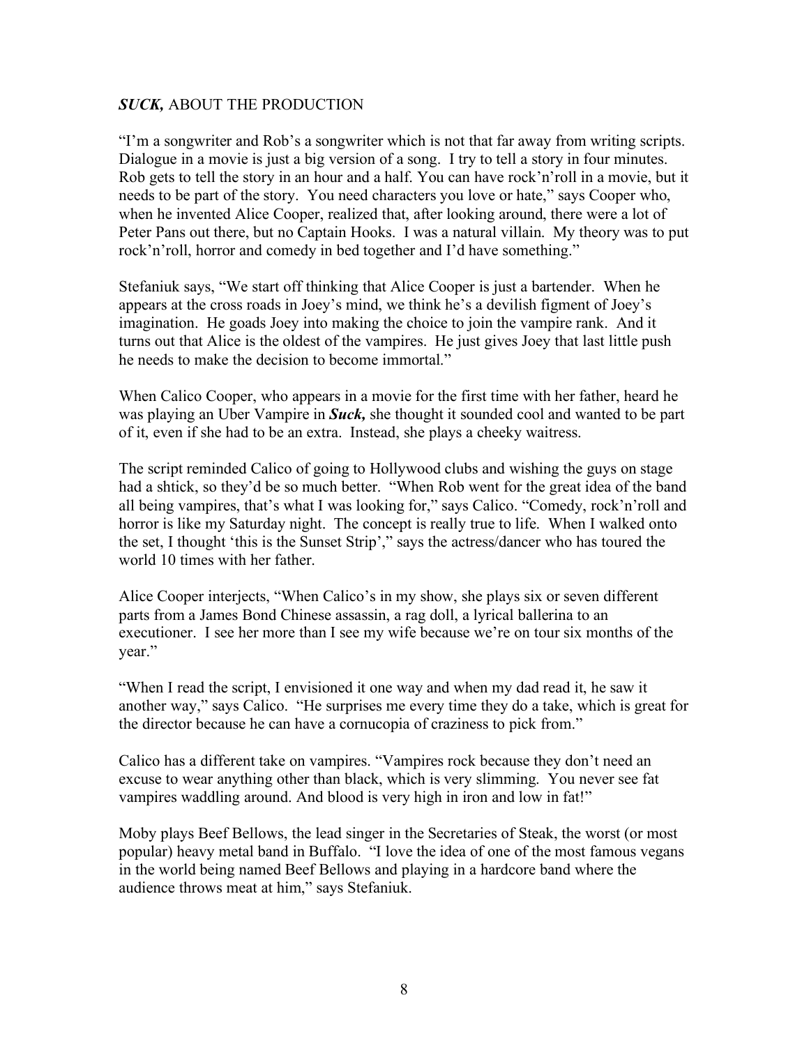***SUCK,*** ABOUT THE PRODUCTION

"I'm a songwriter and Rob's a songwriter which is not that far away from writing scripts. Dialogue in a movie is just a big version of a song. I try to tell a story in four minutes. Rob gets to tell the story in an hour and a half. You can have rock'n'roll in a movie, but it needs to be part of the story. You need characters you love or hate," says Cooper who, when he invented Alice Cooper, realized that, after looking around, there were a lot of Peter Pans out there, but no Captain Hooks. I was a natural villain. My theory was to put rock'n'roll, horror and comedy in bed together and I'd have something."

Stefaniuk says, "We start off thinking that Alice Cooper is just a bartender. When he appears at the cross roads in Joey's mind, we think he's a devilish figment of Joey's imagination. He goads Joey into making the choice to join the vampire rank. And it turns out that Alice is the oldest of the vampires. He just gives Joey that last little push he needs to make the decision to become immortal."

When Calico Cooper, who appears in a movie for the first time with her father, heard he was playing an Uber Vampire in ***Suck,*** she thought it sounded cool and wanted to be part of it, even if she had to be an extra. Instead, she plays a cheeky waitress.

The script reminded Calico of going to Hollywood clubs and wishing the guys on stage had a shtick, so they'd be so much better. "When Rob went for the great idea of the band all being vampires, that's what I was looking for," says Calico. "Comedy, rock'n'roll and horror is like my Saturday night. The concept is really true to life. When I walked onto the set, I thought 'this is the Sunset Strip'," says the actress/dancer who has toured the world 10 times with her father.

Alice Cooper interjects, "When Calico's in my show, she plays six or seven different parts from a James Bond Chinese assassin, a rag doll, a lyrical ballerina to an executioner. I see her more than I see my wife because we're on tour six months of the year."

"When I read the script, I envisioned it one way and when my dad read it, he saw it another way," says Calico. "He surprises me every time they do a take, which is great for the director because he can have a cornucopia of craziness to pick from."

Calico has a different take on vampires. "Vampires rock because they don't need an excuse to wear anything other than black, which is very slimming. You never see fat vampires waddling around. And blood is very high in iron and low in fat!"

Moby plays Beef Bellows, the lead singer in the Secretaries of Steak, the worst (or most popular) heavy metal band in Buffalo. "I love the idea of one of the most famous vegans in the world being named Beef Bellows and playing in a hardcore band where the audience throws meat at him," says Stefaniuk.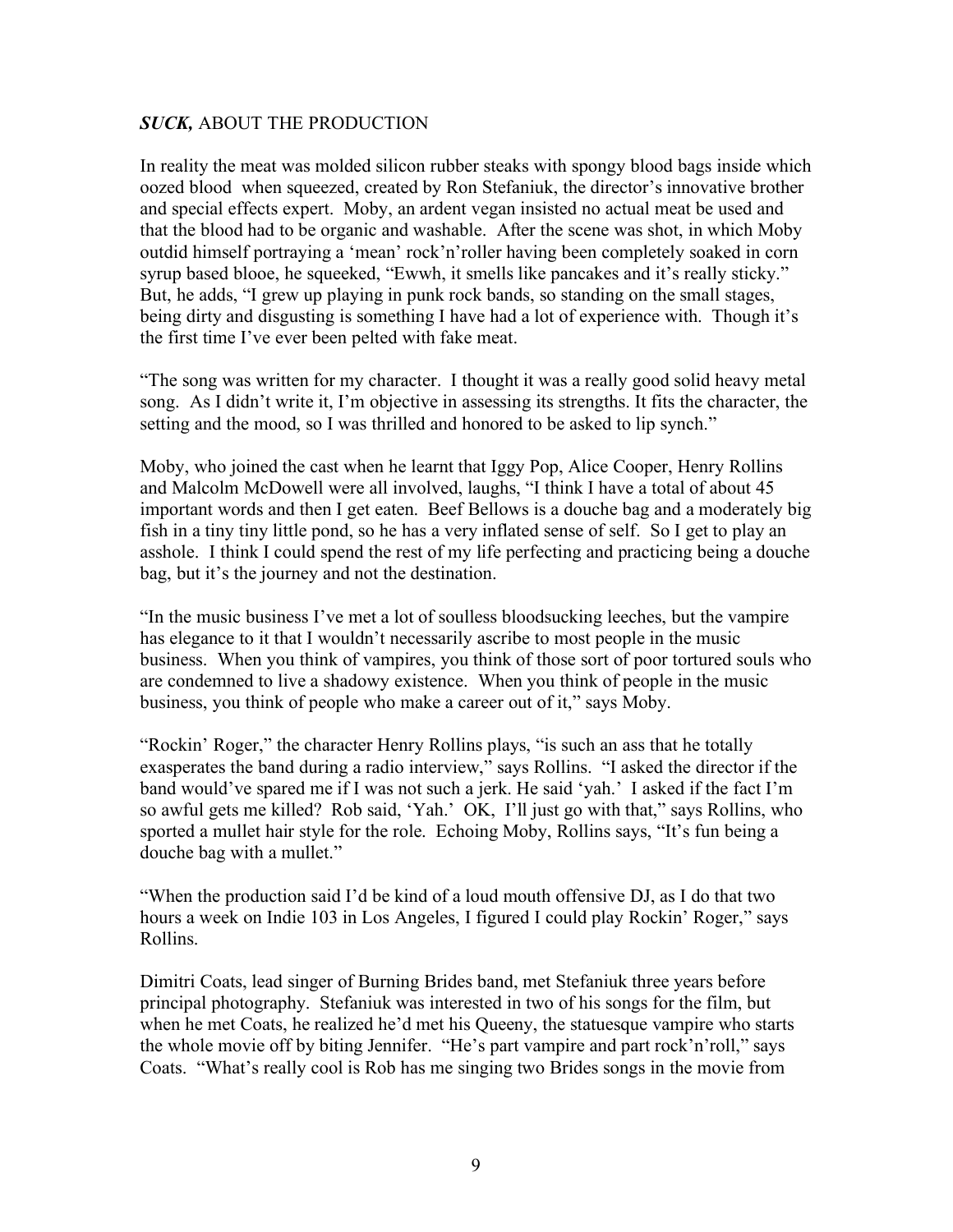***SUCK,*** **ABOUT THE PRODUCTION**

In reality the meat was molded silicon rubber steaks with spongy blood bags inside which oozed blood when squeezed, created by Ron Stefaniuk, the director's innovative brother and special effects expert. Moby, an ardent vegan insisted no actual meat be used and that the blood had to be organic and washable. After the scene was shot, in which Moby outdid himself portraying a 'mean' rock'n'roller having been completely soaked in corn syrup based blooe, he squeeked, "Ewwh, it smells like pancakes and it's really sticky." But, he adds, "I grew up playing in punk rock bands, so standing on the small stages, being dirty and disgusting is something I have had a lot of experience with. Though it's the first time I've ever been pelted with fake meat.

"The song was written for my character. I thought it was a really good solid heavy metal song. As I didn't write it, I'm objective in assessing its strengths. It fits the character, the setting and the mood, so I was thrilled and honored to be asked to lip synch."

Moby, who joined the cast when he learnt that Iggy Pop, Alice Cooper, Henry Rollins and Malcolm McDowell were all involved, laughs, "I think I have a total of about 45 important words and then I get eaten. Beef Bellows is a douche bag and a moderately big fish in a tiny tiny little pond, so he has a very inflated sense of self. So I get to play an asshole. I think I could spend the rest of my life perfecting and practicing being a douche bag, but it's the journey and not the destination.

"In the music business I've met a lot of soulless bloodsucking leeches, but the vampire has elegance to it that I wouldn't necessarily ascribe to most people in the music business. When you think of vampires, you think of those sort of poor tortured souls who are condemned to live a shadowy existence. When you think of people in the music business, you think of people who make a career out of it," says Moby.

"Rockin' Roger," the character Henry Rollins plays, "is such an ass that he totally exasperates the band during a radio interview," says Rollins. "I asked the director if the band would've spared me if I was not such a jerk. He said 'yah.' I asked if the fact I'm so awful gets me killed? Rob said, 'Yah.' OK, I'll just go with that," says Rollins, who sported a mullet hair style for the role. Echoing Moby, Rollins says, "It's fun being a douche bag with a mullet."

"When the production said I'd be kind of a loud mouth offensive DJ, as I do that two hours a week on Indie 103 in Los Angeles, I figured I could play Rockin' Roger," says Rollins.

Dimitri Coats, lead singer of Burning Brides band, met Stefaniuk three years before principal photography. Stefaniuk was interested in two of his songs for the film, but when he met Coats, he realized he'd met his Queeny, the statuesque vampire who starts the whole movie off by biting Jennifer. "He's part vampire and part rock'n'roll," says Coats. "What's really cool is Rob has me singing two Brides songs in the movie from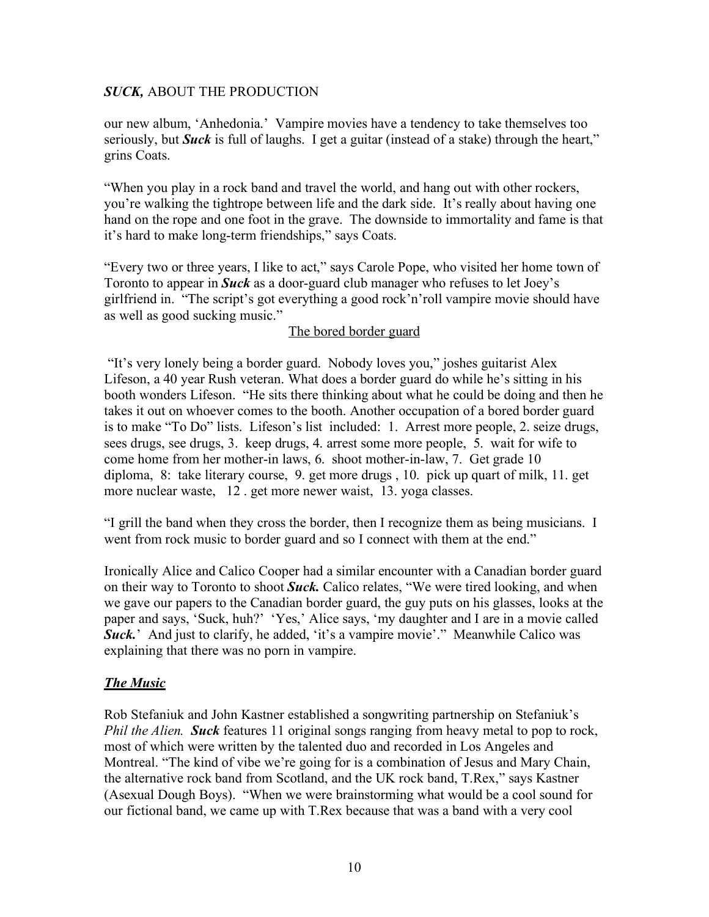our new album, 'Anhedonia.' Vampire movies have a tendency to take themselves too seriously, but ***Suck*** is full of laughs. I get a guitar (instead of a stake) through the heart," grins Coats.

"When you play in a rock band and travel the world, and hang out with other rockers, you're walking the tightrope between life and the dark side. It's really about having one hand on the rope and one foot in the grave. The downside to immortality and fame is that it's hard to make long-term friendships," says Coats.

"Every two or three years, I like to act," says Carole Pope, who visited her home town of Toronto to appear in ***Suck*** as a door-guard club manager who refuses to let Joey's girlfriend in. "The script's got everything a good rock'n'roll vampire movie should have as well as good sucking music."

<u>The bored border guard</u>

"It's very lonely being a border guard. Nobody loves you," joshes guitarist Alex Lifeson, a 40 year Rush veteran. What does a border guard do while he's sitting in his booth wonders Lifeson. "He sits there thinking about what he could be doing and then he takes it out on whoever comes to the booth. Another occupation of a bored border guard is to make "To Do" lists. Lifeson's list included: 1. Arrest more people, 2. seize drugs, sees drugs, see drugs, 3. keep drugs, 4. arrest some more people, 5. wait for wife to come home from her mother-in laws, 6. shoot mother-in-law, 7. Get grade 10 diploma, 8: take literary course, 9. get more drugs , 10. pick up quart of milk, 11. get more nuclear waste, 12 . get more newer waist, 13. yoga classes.

"I grill the band when they cross the border, then I recognize them as being musicians. I went from rock music to border guard and so I connect with them at the end."

Ironically Alice and Calico Cooper had a similar encounter with a Canadian border guard on their way to Toronto to shoot ***Suck.*** Calico relates, "We were tired looking, and when we gave our papers to the Canadian border guard, the guy puts on his glasses, looks at the paper and says, 'Suck, huh?' 'Yes,' Alice says, 'my daughter and I are in a movie called ***Suck.***' And just to clarify, he added, 'it's a vampire movie'." Meanwhile Calico was explaining that there was no porn in vampire.

## ***The Music***

Rob Stefaniuk and John Kastner established a songwriting partnership on Stefaniuk's *Phil the Alien.* ***Suck*** features 11 original songs ranging from heavy metal to pop to rock, most of which were written by the talented duo and recorded in Los Angeles and Montreal. "The kind of vibe we're going for is a combination of Jesus and Mary Chain, the alternative rock band from Scotland, and the UK rock band, T.Rex," says Kastner (Asexual Dough Boys). "When we were brainstorming what would be a cool sound for our fictional band, we came up with T.Rex because that was a band with a very cool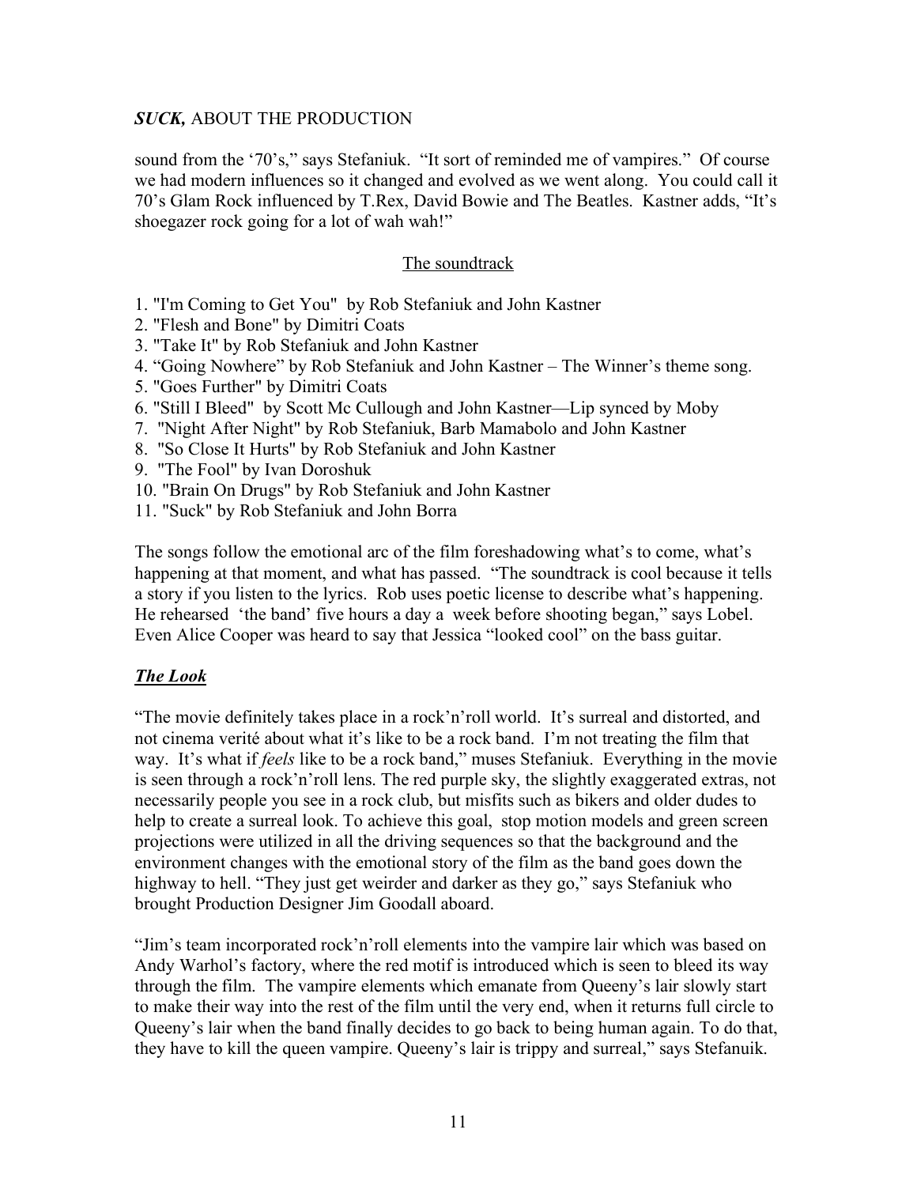sound from the '70's," says Stefaniuk. "It sort of reminded me of vampires." Of course we had modern influences so it changed and evolved as we went along. You could call it 70's Glam Rock influenced by T.Rex, David Bowie and The Beatles. Kastner adds, "It's shoegazer rock going for a lot of wah wah!"

## The soundtrack

1. "I'm Coming to Get You" by Rob Stefaniuk and John Kastner
2. "Flesh and Bone" by Dimitri Coats
3. "Take It" by Rob Stefaniuk and John Kastner
4. "Going Nowhere" by Rob Stefaniuk and John Kastner – The Winner's theme song.
5. "Goes Further" by Dimitri Coats
6. "Still I Bleed" by Scott Mc Cullough and John Kastner—Lip synced by Moby
7. "Night After Night" by Rob Stefaniuk, Barb Mamabolo and John Kastner
8. "So Close It Hurts" by Rob Stefaniuk and John Kastner
9. "The Fool" by Ivan Doroshuk
10. "Brain On Drugs" by Rob Stefaniuk and John Kastner
11. "Suck" by Rob Stefaniuk and John Borra

The songs follow the emotional arc of the film foreshadowing what's to come, what's happening at that moment, and what has passed. "The soundtrack is cool because it tells a story if you listen to the lyrics. Rob uses poetic license to describe what's happening. He rehearsed 'the band' five hours a day a week before shooting began," says Lobel. Even Alice Cooper was heard to say that Jessica "looked cool" on the bass guitar.

## ***The Look***

"The movie definitely takes place in a rock'n'roll world. It's surreal and distorted, and not cinema verité about what it's like to be a rock band. I'm not treating the film that way. It's what if *feels* like to be a rock band," muses Stefaniuk. Everything in the movie is seen through a rock'n'roll lens. The red purple sky, the slightly exaggerated extras, not necessarily people you see in a rock club, but misfits such as bikers and older dudes to help to create a surreal look. To achieve this goal, stop motion models and green screen projections were utilized in all the driving sequences so that the background and the environment changes with the emotional story of the film as the band goes down the highway to hell. "They just get weirder and darker as they go," says Stefaniuk who brought Production Designer Jim Goodall aboard.

"Jim's team incorporated rock'n'roll elements into the vampire lair which was based on Andy Warhol's factory, where the red motif is introduced which is seen to bleed its way through the film. The vampire elements which emanate from Queeny's lair slowly start to make their way into the rest of the film until the very end, when it returns full circle to Queeny's lair when the band finally decides to go back to being human again. To do that, they have to kill the queen vampire. Queeny's lair is trippy and surreal," says Stefanuik.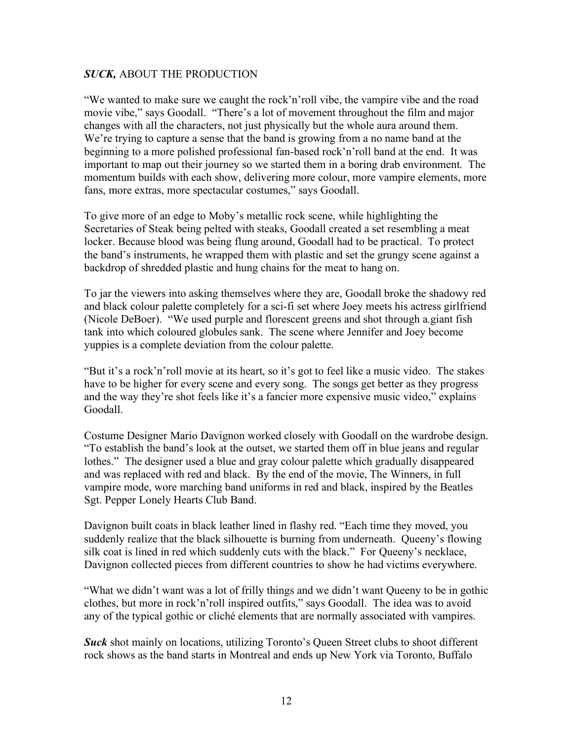***SUCK,*** ABOUT THE PRODUCTION

"We wanted to make sure we caught the rock'n'roll vibe, the vampire vibe and the road movie vibe," says Goodall. "There's a lot of movement throughout the film and major changes with all the characters, not just physically but the whole aura around them. We're trying to capture a sense that the band is growing from a no name band at the beginning to a more polished professional fan-based rock'n'roll band at the end. It was important to map out their journey so we started them in a boring drab environment. The momentum builds with each show, delivering more colour, more vampire elements, more fans, more extras, more spectacular costumes," says Goodall.

To give more of an edge to Moby's metallic rock scene, while highlighting the Secretaries of Steak being pelted with steaks, Goodall created a set resembling a meat locker. Because blood was being flung around, Goodall had to be practical. To protect the band's instruments, he wrapped them with plastic and set the grungy scene against a backdrop of shredded plastic and hung chains for the meat to hang on.

To jar the viewers into asking themselves where they are, Goodall broke the shadowy red and black colour palette completely for a sci-fi set where Joey meets his actress girlfriend (Nicole DeBoer). "We used purple and florescent greens and shot through a.giant fish tank into which coloured globules sank. The scene where Jennifer and Joey become yuppies is a complete deviation from the colour palette.

"But it's a rock'n'roll movie at its heart, so it's got to feel like a music video. The stakes have to be higher for every scene and every song. The songs get better as they progress and the way they're shot feels like it's a fancier more expensive music video," explains Goodall.

Costume Designer Mario Davignon worked closely with Goodall on the wardrobe design. "To establish the band's look at the outset, we started them off in blue jeans and regular lothes." The designer used a blue and gray colour palette which gradually disappeared and was replaced with red and black. By the end of the movie, The Winners, in full vampire mode, wore marching band uniforms in red and black, inspired by the Beatles Sgt. Pepper Lonely Hearts Club Band.

Davignon built coats in black leather lined in flashy red. "Each time they moved, you suddenly realize that the black silhouette is burning from underneath. Queeny's flowing silk coat is lined in red which suddenly cuts with the black." For Queeny's necklace, Davignon collected pieces from different countries to show he had victims everywhere.

"What we didn't want was a lot of frilly things and we didn't want Queeny to be in gothic clothes, but more in rock'n'roll inspired outfits," says Goodall. The idea was to avoid any of the typical gothic or cliché elements that are normally associated with vampires.

***Suck*** shot mainly on locations, utilizing Toronto's Queen Street clubs to shoot different rock shows as the band starts in Montreal and ends up New York via Toronto, Buffalo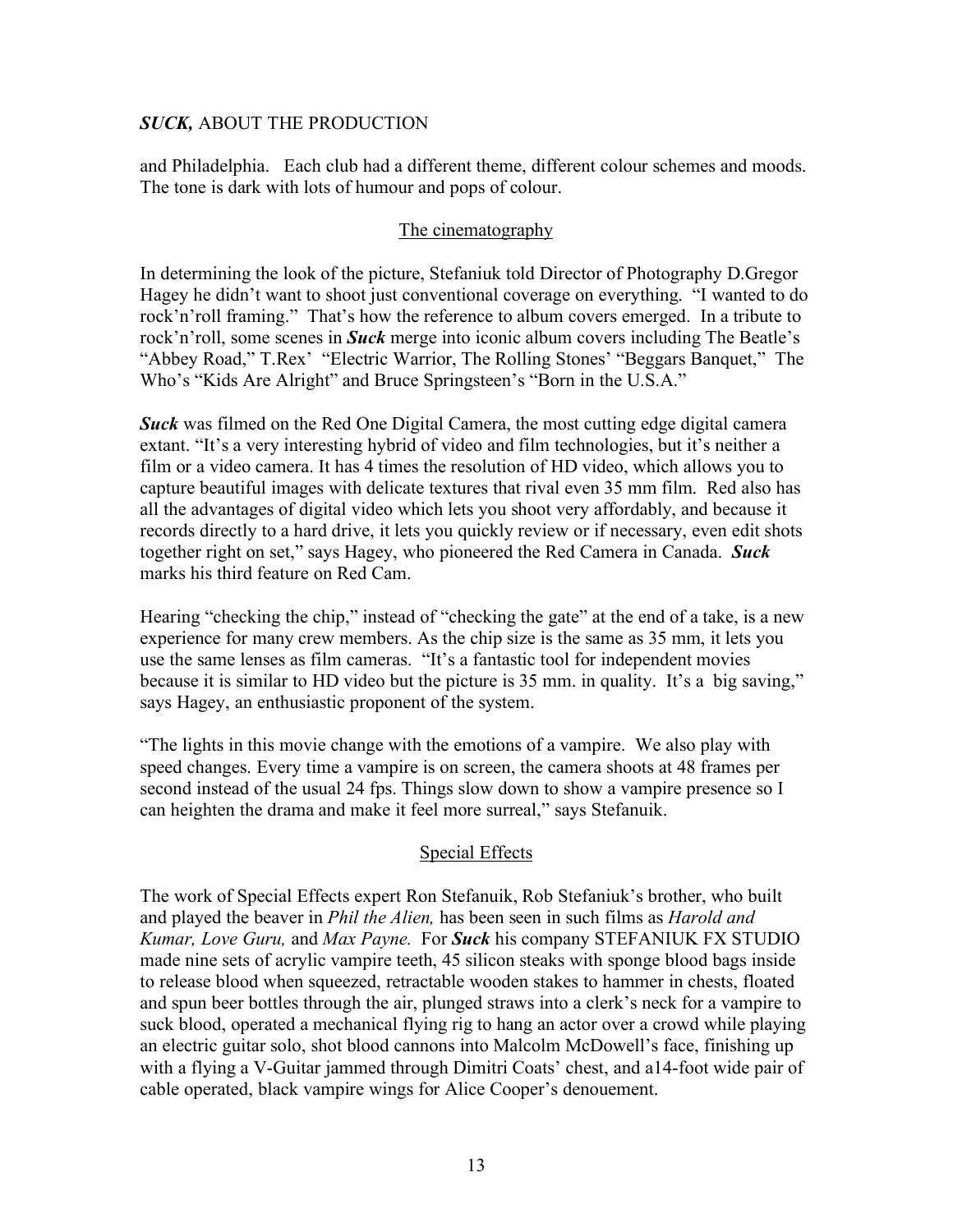and Philadelphia. Each club had a different theme, different colour schemes and moods. The tone is dark with lots of humour and pops of colour.

## The cinematography

In determining the look of the picture, Stefaniuk told Director of Photography D.Gregor Hagey he didn't want to shoot just conventional coverage on everything. "I wanted to do rock'n'roll framing." That's how the reference to album covers emerged. In a tribute to rock'n'roll, some scenes in ***Suck*** merge into iconic album covers including The Beatle's "Abbey Road," T.Rex' "Electric Warrior, The Rolling Stones' "Beggars Banquet," The Who's "Kids Are Alright" and Bruce Springsteen's "Born in the U.S.A."

***Suck*** was filmed on the Red One Digital Camera, the most cutting edge digital camera extant. "It's a very interesting hybrid of video and film technologies, but it's neither a film or a video camera. It has 4 times the resolution of HD video, which allows you to capture beautiful images with delicate textures that rival even 35 mm film. Red also has all the advantages of digital video which lets you shoot very affordably, and because it records directly to a hard drive, it lets you quickly review or if necessary, even edit shots together right on set," says Hagey, who pioneered the Red Camera in Canada. ***Suck*** marks his third feature on Red Cam.

Hearing "checking the chip," instead of "checking the gate" at the end of a take, is a new experience for many crew members. As the chip size is the same as 35 mm, it lets you use the same lenses as film cameras. "It's a fantastic tool for independent movies because it is similar to HD video but the picture is 35 mm. in quality. It's a big saving," says Hagey, an enthusiastic proponent of the system.

"The lights in this movie change with the emotions of a vampire. We also play with speed changes. Every time a vampire is on screen, the camera shoots at 48 frames per second instead of the usual 24 fps. Things slow down to show a vampire presence so I can heighten the drama and make it feel more surreal," says Stefanuik.

## Special Effects

The work of Special Effects expert Ron Stefanuik, Rob Stefaniuk's brother, who built and played the beaver in *Phil the Alien,* has been seen in such films as *Harold and Kumar, Love Guru,* and *Max Payne.* For ***Suck*** his company STEFANIUK FX STUDIO made nine sets of acrylic vampire teeth, 45 silicon steaks with sponge blood bags inside to release blood when squeezed, retractable wooden stakes to hammer in chests, floated and spun beer bottles through the air, plunged straws into a clerk's neck for a vampire to suck blood, operated a mechanical flying rig to hang an actor over a crowd while playing an electric guitar solo, shot blood cannons into Malcolm McDowell's face, finishing up with a flying a V-Guitar jammed through Dimitri Coats' chest, and a14-foot wide pair of cable operated, black vampire wings for Alice Cooper's denouement.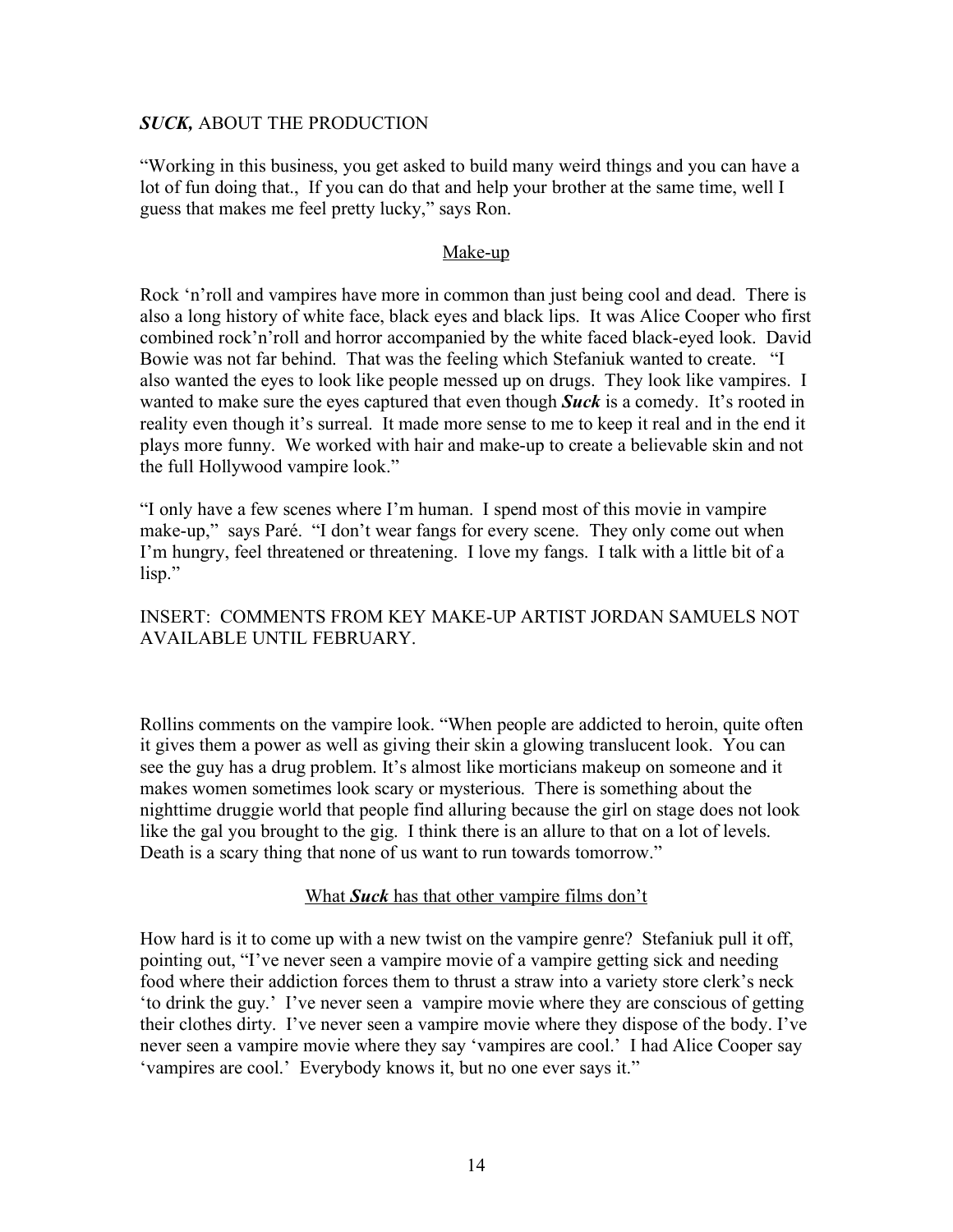**_SUCK,_** ABOUT THE PRODUCTION

"Working in this business, you get asked to build many weird things and you can have a lot of fun doing that., If you can do that and help your brother at the same time, well I guess that makes me feel pretty lucky," says Ron.

## Make-up

Rock 'n'roll and vampires have more in common than just being cool and dead. There is also a long history of white face, black eyes and black lips. It was Alice Cooper who first combined rock'n'roll and horror accompanied by the white faced black-eyed look. David Bowie was not far behind. That was the feeling which Stefaniuk wanted to create. "I also wanted the eyes to look like people messed up on drugs. They look like vampires. I wanted to make sure the eyes captured that even though ***Suck*** is a comedy. It's rooted in reality even though it's surreal. It made more sense to me to keep it real and in the end it plays more funny. We worked with hair and make-up to create a believable skin and not the full Hollywood vampire look."

"I only have a few scenes where I'm human. I spend most of this movie in vampire make-up," says Paré. "I don't wear fangs for every scene. They only come out when I'm hungry, feel threatened or threatening. I love my fangs. I talk with a little bit of a lisp."

INSERT: COMMENTS FROM KEY MAKE-UP ARTIST JORDAN SAMUELS NOT AVAILABLE UNTIL FEBRUARY.

Rollins comments on the vampire look. "When people are addicted to heroin, quite often it gives them a power as well as giving their skin a glowing translucent look. You can see the guy has a drug problem. It's almost like morticians makeup on someone and it makes women sometimes look scary or mysterious. There is something about the nighttime druggie world that people find alluring because the girl on stage does not look like the gal you brought to the gig. I think there is an allure to that on a lot of levels. Death is a scary thing that none of us want to run towards tomorrow."

## What ***Suck*** has that other vampire films don't

How hard is it to come up with a new twist on the vampire genre? Stefaniuk pull it off, pointing out, "I've never seen a vampire movie of a vampire getting sick and needing food where their addiction forces them to thrust a straw into a variety store clerk's neck 'to drink the guy.' I've never seen a vampire movie where they are conscious of getting their clothes dirty. I've never seen a vampire movie where they dispose of the body. I've never seen a vampire movie where they say 'vampires are cool.' I had Alice Cooper say 'vampires are cool.' Everybody knows it, but no one ever says it."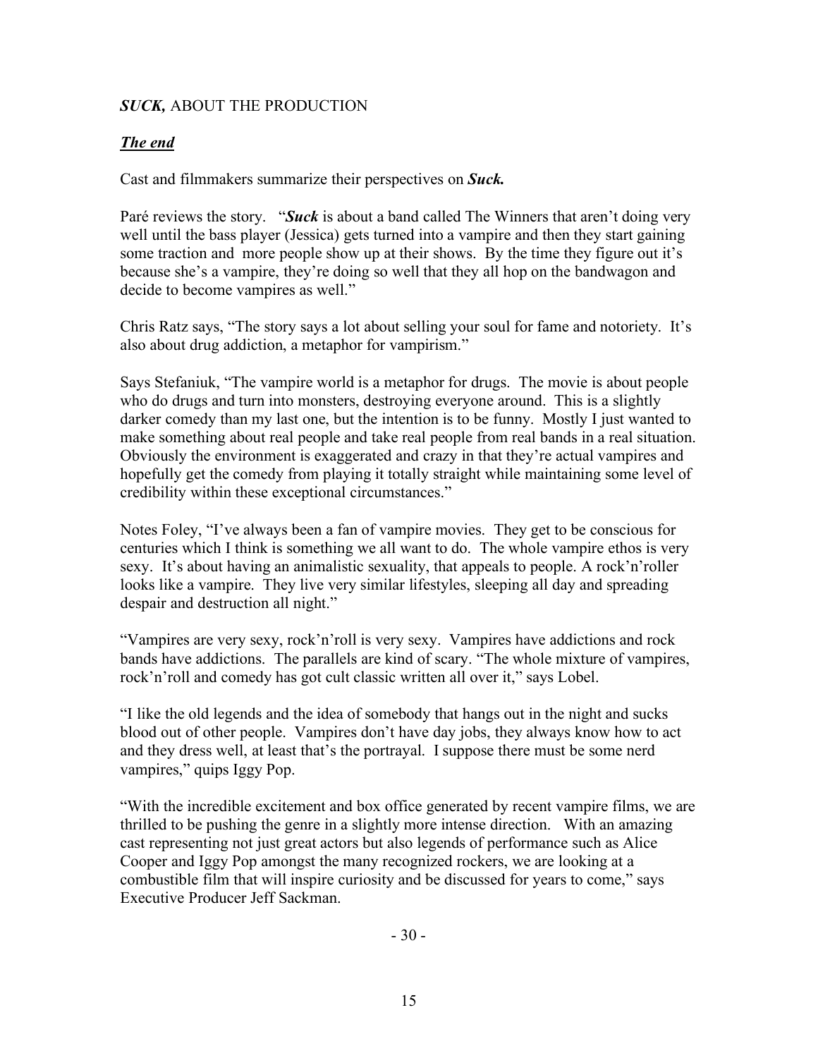***SUCK,*** ABOUT THE PRODUCTION

***The end***

Cast and filmmakers summarize their perspectives on ***Suck.***

Paré reviews the story. "***Suck*** is about a band called The Winners that aren't doing very well until the bass player (Jessica) gets turned into a vampire and then they start gaining some traction and more people show up at their shows. By the time they figure out it's because she's a vampire, they're doing so well that they all hop on the bandwagon and decide to become vampires as well."

Chris Ratz says, "The story says a lot about selling your soul for fame and notoriety. It's also about drug addiction, a metaphor for vampirism."

Says Stefaniuk, "The vampire world is a metaphor for drugs. The movie is about people who do drugs and turn into monsters, destroying everyone around. This is a slightly darker comedy than my last one, but the intention is to be funny. Mostly I just wanted to make something about real people and take real people from real bands in a real situation. Obviously the environment is exaggerated and crazy in that they're actual vampires and hopefully get the comedy from playing it totally straight while maintaining some level of credibility within these exceptional circumstances."

Notes Foley, "I've always been a fan of vampire movies. They get to be conscious for centuries which I think is something we all want to do. The whole vampire ethos is very sexy. It's about having an animalistic sexuality, that appeals to people. A rock'n'roller looks like a vampire. They live very similar lifestyles, sleeping all day and spreading despair and destruction all night."

"Vampires are very sexy, rock'n'roll is very sexy. Vampires have addictions and rock bands have addictions. The parallels are kind of scary. "The whole mixture of vampires, rock'n'roll and comedy has got cult classic written all over it," says Lobel.

"I like the old legends and the idea of somebody that hangs out in the night and sucks blood out of other people. Vampires don't have day jobs, they always know how to act and they dress well, at least that's the portrayal. I suppose there must be some nerd vampires," quips Iggy Pop.

"With the incredible excitement and box office generated by recent vampire films, we are thrilled to be pushing the genre in a slightly more intense direction. With an amazing cast representing not just great actors but also legends of performance such as Alice Cooper and Iggy Pop amongst the many recognized rockers, we are looking at a combustible film that will inspire curiosity and be discussed for years to come," says Executive Producer Jeff Sackman.

\- 30 -